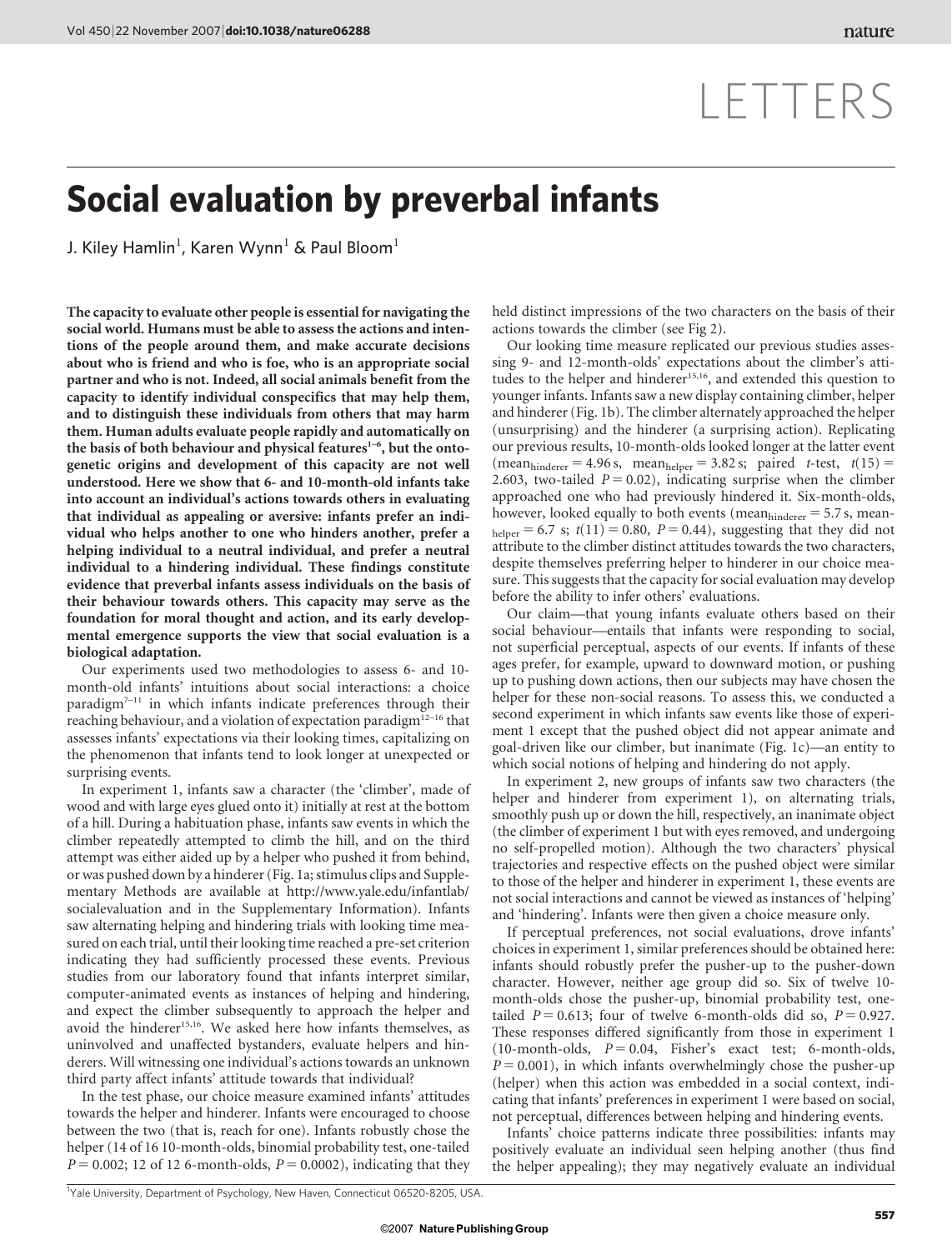# LETTERS

# Social evaluation by preverbal infants

J. Kiley Hamlin[1], Karen Wynn[1] & Paul Bloom[1]

**The capacity to evaluate other people is essential for navigating the social world. Humans must be able to assess the actions and intentions of the people around them, and make accurate decisions about who is friend and who is foe, who is an appropriate social partner and who is not. Indeed, all social animals benefit from the capacity to identify individual conspecifics that may help them, and to distinguish these individuals from others that may harm them. Human adults evaluate people rapidly and automatically on the basis of both behaviour and physical features[1–6], but the ontogenetic origins and development of this capacity are not well understood. Here we show that 6- and 10-month-old infants take into account an individual's actions towards others in evaluating that individual as appealing or aversive: infants prefer an individual who helps another to one who hinders another, prefer a helping individual to a neutral individual, and prefer a neutral individual to a hindering individual. These findings constitute evidence that preverbal infants assess individuals on the basis of their behaviour towards others. This capacity may serve as the foundation for moral thought and action, and its early developmental emergence supports the view that social evaluation is a biological adaptation.**

Our experiments used two methodologies to assess 6- and 10-month-old infants' intuitions about social interactions: a choice paradigm[7–11] in which infants indicate preferences through their reaching behaviour, and a violation of expectation paradigm[12–16] that assesses infants' expectations via their looking times, capitalizing on the phenomenon that infants tend to look longer at unexpected or surprising events.

In experiment 1, infants saw a character (the 'climber', made of wood and with large eyes glued onto it) initially at rest at the bottom of a hill. During a habituation phase, infants saw events in which the climber repeatedly attempted to climb the hill, and on the third attempt was either aided up by a helper who pushed it from behind, or was pushed down by a hinderer (Fig. 1a; stimulus clips and Supplementary Methods are available at http://www.yale.edu/infantlab/socialevaluation and in the Supplementary Information). Infants saw alternating helping and hindering trials with looking time measured on each trial, until their looking time reached a pre-set criterion indicating they had sufficiently processed these events. Previous studies from our laboratory found that infants interpret similar, computer-animated events as instances of helping and hindering, and expect the climber subsequently to approach the helper and avoid the hinderer[15,16]. We asked here how infants themselves, as uninvolved and unaffected bystanders, evaluate helpers and hinderers. Will witnessing one individual's actions towards an unknown third party affect infants' attitude towards that individual?

In the test phase, our choice measure examined infants' attitudes towards the helper and hinderer. Infants were encouraged to choose between the two (that is, reach for one). Infants robustly chose the helper (14 of 16 10-month-olds, binomial probability test, one-tailed $P = 0.002$; 12 of 12 6-month-olds, $P = 0.0002$), indicating that they held distinct impressions of the two characters on the basis of their actions towards the climber (see Fig 2).

Our looking time measure replicated our previous studies assessing 9- and 12-month-olds' expectations about the climber's attitudes to the helper and hinderer[15,16], and extended this question to younger infants. Infants saw a new display containing climber, helper and hinderer (Fig. 1b). The climber alternately approached the helper (unsurprising) and the hinderer (a surprising action). Replicating our previous results, 10-month-olds looked longer at the latter event ($\text{mean}_{\text{hinderer}} = 4.96$ s, $\text{mean}_{\text{helper}} = 3.82$ s; paired $t$-test, $t(15) = 2.603$, two-tailed $P = 0.02$), indicating surprise when the climber approached one who had previously hindered it. Six-month-olds, however, looked equally to both events ($\text{mean}_{\text{hinderer}} = 5.7$ s, $\text{mean}_{\text{helper}} = 6.7$ s; $t(11) = 0.80$, $P = 0.44$), suggesting that they did not attribute to the climber distinct attitudes towards the two characters, despite themselves preferring helper to hinderer in our choice measure. This suggests that the capacity for social evaluation may develop before the ability to infer others' evaluations.

Our claim—that young infants evaluate others based on their social behaviour—entails that infants were responding to social, not superficial perceptual, aspects of our events. If infants of these ages prefer, for example, upward to downward motion, or pushing up to pushing down actions, then our subjects may have chosen the helper for these non-social reasons. To assess this, we conducted a second experiment in which infants saw events like those of experiment 1 except that the pushed object did not appear animate and goal-driven like our climber, but inanimate (Fig. 1c)—an entity to which social notions of helping and hindering do not apply.

In experiment 2, new groups of infants saw two characters (the helper and hinderer from experiment 1), on alternating trials, smoothly push up or down the hill, respectively, an inanimate object (the climber of experiment 1 but with eyes removed, and undergoing no self-propelled motion). Although the two characters' physical trajectories and respective effects on the pushed object were similar to those of the helper and hinderer in experiment 1, these events are not social interactions and cannot be viewed as instances of 'helping' and 'hindering'. Infants were then given a choice measure only.

If perceptual preferences, not social evaluations, drove infants' choices in experiment 1, similar preferences should be obtained here: infants should robustly prefer the pusher-up to the pusher-down character. However, neither age group did so. Six of twelve 10-month-olds chose the pusher-up, binomial probability test, one-tailed $P = 0.613$; four of twelve 6-month-olds did so, $P = 0.927$. These responses differed significantly from those in experiment 1 (10-month-olds, $P = 0.04$, Fisher's exact test; 6-month-olds, $P = 0.001$), in which infants overwhelmingly chose the pusher-up (helper) when this action was embedded in a social context, indicating that infants' preferences in experiment 1 were based on social, not perceptual, differences between helping and hindering events.

Infants' choice patterns indicate three possibilities: infants may positively evaluate an individual seen helping another (thus find the helper appealing); they may negatively evaluate an individual

[1]Yale University, Department of Psychology, New Haven, Connecticut 06520-8205, USA.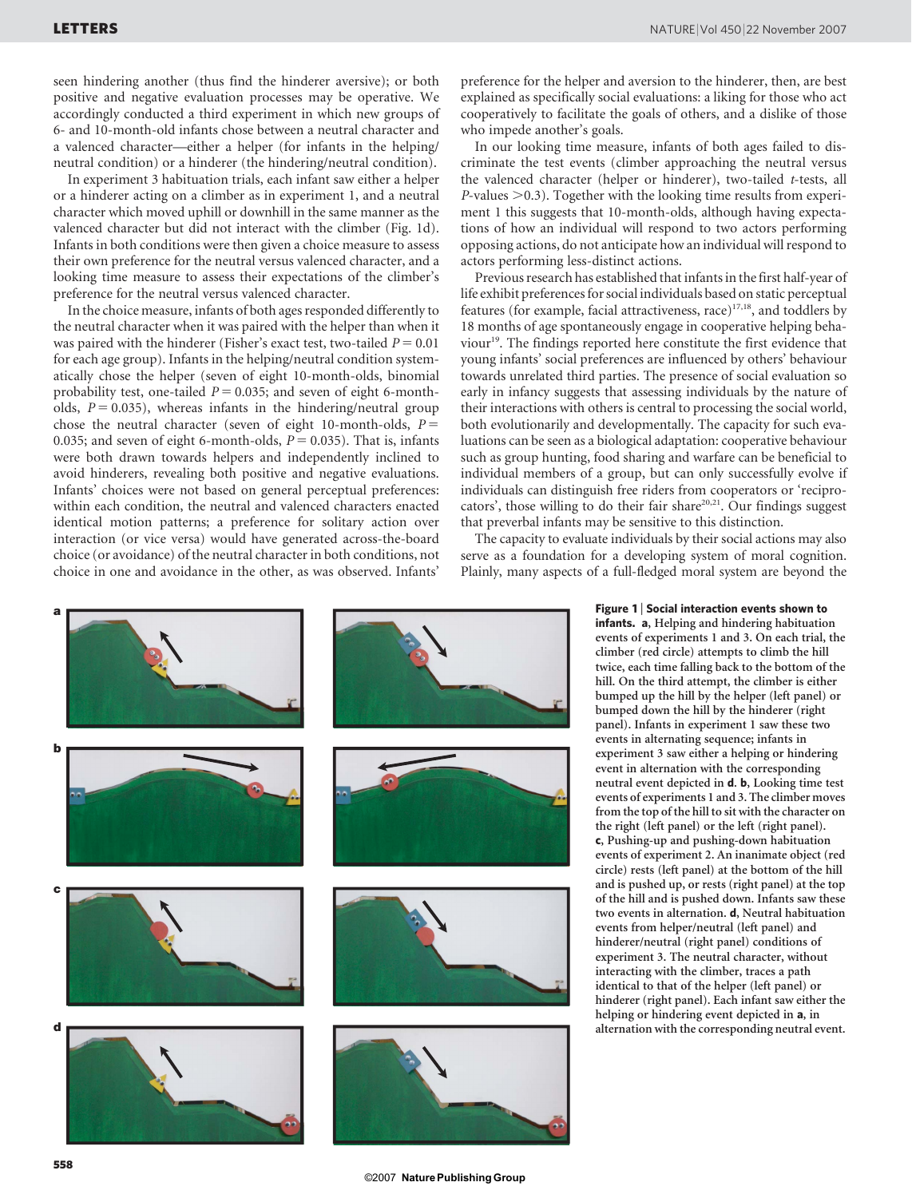seen hindering another (thus find the hinderer aversive); or both positive and negative evaluation processes may be operative. We accordingly conducted a third experiment in which new groups of 6- and 10-month-old infants chose between a neutral character and a valenced character—either a helper (for infants in the helping/neutral condition) or a hinderer (the hindering/neutral condition).

In experiment 3 habituation trials, each infant saw either a helper or a hinderer acting on a climber as in experiment 1, and a neutral character which moved uphill or downhill in the same manner as the valenced character but did not interact with the climber (Fig. 1d). Infants in both conditions were then given a choice measure to assess their own preference for the neutral versus valenced character, and a looking time measure to assess their expectations of the climber's preference for the neutral versus valenced character.

In the choice measure, infants of both ages responded differently to the neutral character when it was paired with the helper than when it was paired with the hinderer (Fisher's exact test, two-tailed $P = 0.01$ for each age group). Infants in the helping/neutral condition systematically chose the helper (seven of eight 10-month-olds, binomial probability test, one-tailed $P = 0.035$; and seven of eight 6-month-olds, $P = 0.035$), whereas infants in the hindering/neutral group chose the neutral character (seven of eight 10-month-olds, $P = 0.035$; and seven of eight 6-month-olds, $P = 0.035$). That is, infants were both drawn towards helpers and independently inclined to avoid hinderers, revealing both positive and negative evaluations. Infants' choices were not based on general perceptual preferences: within each condition, the neutral and valenced characters enacted identical motion patterns; a preference for solitary action over interaction (or vice versa) would have generated across-the-board choice (or avoidance) of the neutral character in both conditions, not choice in one and avoidance in the other, as was observed. Infants' preference for the helper and aversion to the hinderer, then, are best explained as specifically social evaluations: a liking for those who act cooperatively to facilitate the goals of others, and a dislike of those who impede another's goals.

In our looking time measure, infants of both ages failed to discriminate the test events (climber approaching the neutral versus the valenced character (helper or hinderer), two-tailed *t*-tests, all *P*-values $>0.3$). Together with the looking time results from experiment 1 this suggests that 10-month-olds, although having expectations of how an individual will respond to two actors performing opposing actions, do not anticipate how an individual will respond to actors performing less-distinct actions.

Previous research has established that infants in the first half-year of life exhibit preferences for social individuals based on static perceptual features (for example, facial attractiveness, race)[17,18], and toddlers by 18 months of age spontaneously engage in cooperative helping behaviour[19]. The findings reported here constitute the first evidence that young infants' social preferences are influenced by others' behaviour towards unrelated third parties. The presence of social evaluation so early in infancy suggests that assessing individuals by the nature of their interactions with others is central to processing the social world, both evolutionarily and developmentally. The capacity for such evaluations can be seen as a biological adaptation: cooperative behaviour such as group hunting, food sharing and warfare can be beneficial to individual members of a group, but can only successfully evolve if individuals can distinguish free riders from cooperators or 'reciprocators', those willing to do their fair share[20,21]. Our findings suggest that preverbal infants may be sensitive to this distinction.

The capacity to evaluate individuals by their social actions may also serve as a foundation for a developing system of moral cognition. Plainly, many aspects of a full-fledged moral system are beyond the

**Figure 1 | Social interaction events shown to infants.** **a**, Helping and hindering habituation events of experiments 1 and 3. On each trial, the climber (red circle) attempts to climb the hill twice, each time falling back to the bottom of the hill. On the third attempt, the climber is either bumped up the hill by the helper (left panel) or bumped down the hill by the hinderer (right panel). Infants in experiment 1 saw these two events in alternating sequence; infants in experiment 3 saw either a helping or hindering event in alternation with the corresponding neutral event depicted in **d**. **b**, Looking time test events of experiments 1 and 3. The climber moves from the top of the hill to sit with the character on the right (left panel) or the left (right panel). **c**, Pushing-up and pushing-down habituation events of experiment 2. An inanimate object (red circle) rests (left panel) at the bottom of the hill and is pushed up, or rests (right panel) at the top of the hill and is pushed down. Infants saw these two events in alternation. **d**, Neutral habituation events from helper/neutral (left panel) and hinderer/neutral (right panel) conditions of experiment 3. The neutral character, without interacting with the climber, traces a path identical to that of the helper (left panel) or hinderer (right panel). Each infant saw either the helping or hindering event depicted in **a**, in alternation with the corresponding neutral event.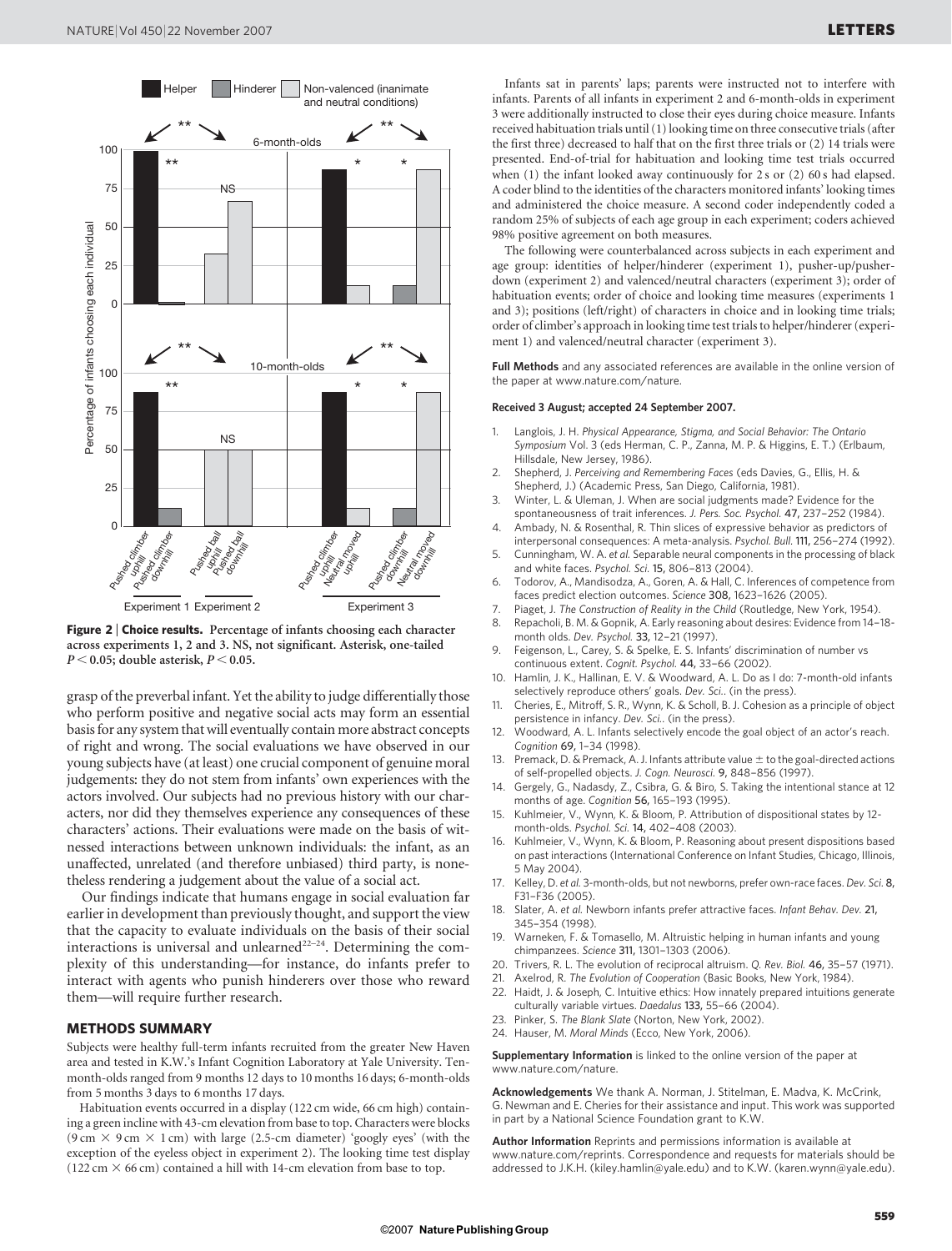**Figure 2 | Choice results.** Percentage of infants choosing each character across experiments 1, 2 and 3. NS, not significant. Asterisk, one-tailed $P < 0.05$; double asterisk, $P < 0.05$.

grasp of the preverbal infant. Yet the ability to judge differentially those who perform positive and negative social acts may form an essential basis for any system that will eventually contain more abstract concepts of right and wrong. The social evaluations we have observed in our young subjects have (at least) one crucial component of genuine moral judgements: they do not stem from infants' own experiences with the actors involved. Our subjects had no previous history with our characters, nor did they themselves experience any consequences of these characters' actions. Their evaluations were made on the basis of witnessed interactions between unknown individuals: the infant, as an unaffected, unrelated (and therefore unbiased) third party, is nonetheless rendering a judgement about the value of a social act.

Our findings indicate that humans engage in social evaluation far earlier in development than previously thought, and support the view that the capacity to evaluate individuals on the basis of their social interactions is universal and unlearned[22–24]. Determining the complexity of this understanding—for instance, do infants prefer to interact with agents who punish hinderers over those who reward them—will require further research.

## METHODS SUMMARY

Subjects were healthy full-term infants recruited from the greater New Haven area and tested in K.W.'s Infant Cognition Laboratory at Yale University. Ten-month-olds ranged from 9 months 12 days to 10 months 16 days; 6-month-olds from 5 months 3 days to 6 months 17 days.

Habituation events occurred in a display (122 cm wide, 66 cm high) containing a green incline with 43-cm elevation from base to top. Characters were blocks (9 cm × 9 cm × 1 cm) with large (2.5-cm diameter) 'googly eyes' (with the exception of the eyeless object in experiment 2). The looking time test display (122 cm × 66 cm) contained a hill with 14-cm elevation from base to top.

Infants sat in parents' laps; parents were instructed not to interfere with infants. Parents of all infants in experiment 2 and 6-month-olds in experiment 3 were additionally instructed to close their eyes during choice measure. Infants received habituation trials until (1) looking time on three consecutive trials (after the first three) decreased to half that on the first three trials or (2) 14 trials were presented. End-of-trial for habituation and looking time test trials occurred when (1) the infant looked away continuously for 2 s or (2) 60 s had elapsed. A coder blind to the identities of the characters monitored infants' looking times and administered the choice measure. A second coder independently coded a random 25% of subjects of each age group in each experiment; coders achieved 98% positive agreement on both measures.

The following were counterbalanced across subjects in each experiment and age group: identities of helper/hinderer (experiment 1), pusher-up/pusher-down (experiment 2) and valenced/neutral characters (experiment 3); order of habituation events; order of choice and looking time measures (experiments 1 and 3); positions (left/right) of characters in choice and in looking time trials; order of climber's approach in looking time test trials to helper/hinderer (experiment 1) and valenced/neutral character (experiment 3).

**Full Methods** and any associated references are available in the online version of the paper at www.nature.com/nature.

**Received 3 August; accepted 24 September 2007.**

1. Langlois, J. H. *Physical Appearance, Stigma, and Social Behavior: The Ontario Symposium* Vol. 3 (eds Herman, C. P., Zanna, M. P. & Higgins, E. T.) (Erlbaum, Hillsdale, New Jersey, 1986).
2. Shepherd, J. *Perceiving and Remembering Faces* (eds Davies, G., Ellis, H. & Shepherd, J.) (Academic Press, San Diego, California, 1981).
3. Winter, L. & Uleman, J. When are social judgments made? Evidence for the spontaneousness of trait inferences. *J. Pers. Soc. Psychol.* **47**, 237–252 (1984).
4. Ambady, N. & Rosenthal, R. Thin slices of expressive behavior as predictors of interpersonal consequences: A meta-analysis. *Psychol. Bull.* **111**, 256–274 (1992).
5. Cunningham, W. A. *et al.* Separable neural components in the processing of black and white faces. *Psychol. Sci.* **15**, 806–813 (2004).
6. Todorov, A., Mandisodza, A., Goren, A. & Hall, C. Inferences of competence from faces predict election outcomes. *Science* **308**, 1623–1626 (2005).
7. Piaget, J. *The Construction of Reality in the Child* (Routledge, New York, 1954).
8. Repacholi, B. M. & Gopnik, A. Early reasoning about desires: Evidence from 14–18-month olds. *Dev. Psychol.* **33**, 12–21 (1997).
9. Feigenson, L., Carey, S. & Spelke, E. S. Infants' discrimination of number vs continuous extent. *Cognit. Psychol.* **44**, 33–66 (2002).
10. Hamlin, J. K., Hallinan, E. V. & Woodward, A. L. Do as I do: 7-month-old infants selectively reproduce others' goals. *Dev. Sci.*. (in the press).
11. Cheries, E., Mitroff, S. R., Wynn, K. & Scholl, B. J. Cohesion as a principle of object persistence in infancy. *Dev. Sci.*. (in the press).
12. Woodward, A. L. Infants selectively encode the goal object of an actor's reach. *Cognition* **69**, 1–34 (1998).
13. Premack, D. & Premack, A. J. Infants attribute value ± to the goal-directed actions of self-propelled objects. *J. Cogn. Neurosci.* **9**, 848–856 (1997).
14. Gergely, G., Nadasdy, Z., Csibra, G. & Biro, S. Taking the intentional stance at 12 months of age. *Cognition* **56**, 165–193 (1995).
15. Kuhlmeier, V., Wynn, K. & Bloom, P. Attribution of dispositional states by 12-month-olds. *Psychol. Sci.* **14**, 402–408 (2003).
16. Kuhlmeier, V., Wynn, K. & Bloom, P. Reasoning about present dispositions based on past interactions (International Conference on Infant Studies, Chicago, Illinois, 5 May 2004).
17. Kelley, D. *et al.* 3-month-olds, but not newborns, prefer own-race faces. *Dev. Sci.* **8**, F31–F36 (2005).
18. Slater, A. *et al.* Newborn infants prefer attractive faces. *Infant Behav. Dev.* **21**, 345–354 (1998).
19. Warneken, F. & Tomasello, M. Altruistic helping in human infants and young chimpanzees. *Science* **311**, 1301–1303 (2006).
20. Trivers, R. L. The evolution of reciprocal altruism. *Q. Rev. Biol.* **46**, 35–57 (1971).
21. Axelrod, R. *The Evolution of Cooperation* (Basic Books, New York, 1984).
22. Haidt, J. & Joseph, C. Intuitive ethics: How innately prepared intuitions generate culturally variable virtues. *Daedalus* **133**, 55–66 (2004).
23. Pinker, S. *The Blank Slate* (Norton, New York, 2002).
24. Hauser, M. *Moral Minds* (Ecco, New York, 2006).

**Supplementary Information** is linked to the online version of the paper at www.nature.com/nature.

**Acknowledgements** We thank A. Norman, J. Stitelman, E. Madva, K. McCrink, G. Newman and E. Cheries for their assistance and input. This work was supported in part by a National Science Foundation grant to K.W.

**Author Information** Reprints and permissions information is available at www.nature.com/reprints. Correspondence and requests for materials should be addressed to J.K.H. (kiley.hamlin@yale.edu) and to K.W. (karen.wynn@yale.edu).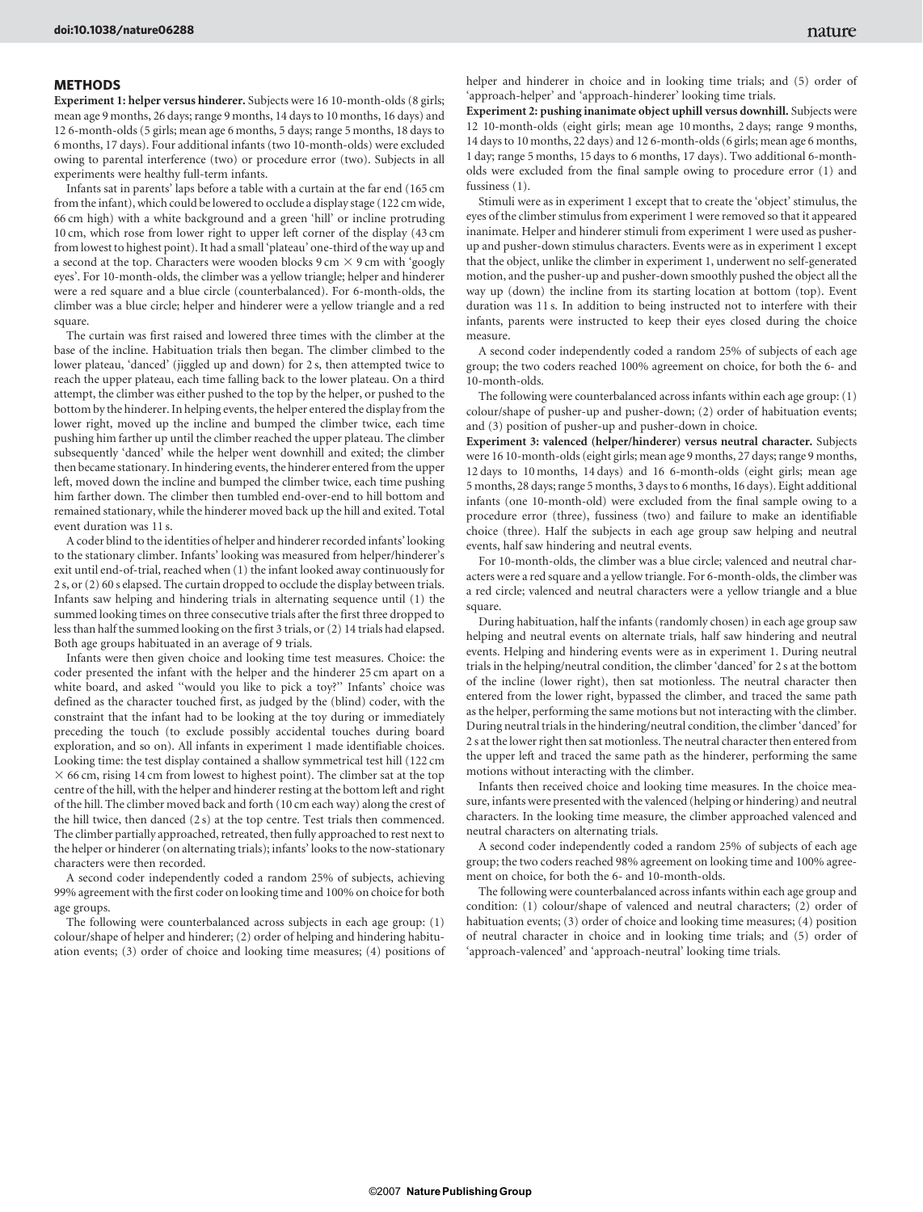## METHODS

**Experiment 1: helper versus hinderer.** Subjects were 16 10-month-olds (8 girls; mean age 9 months, 26 days; range 9 months, 14 days to 10 months, 16 days) and 12 6-month-olds (5 girls; mean age 6 months, 5 days; range 5 months, 18 days to 6 months, 17 days). Four additional infants (two 10-month-olds) were excluded owing to parental interference (two) or procedure error (two). Subjects in all experiments were healthy full-term infants.

Infants sat in parents' laps before a table with a curtain at the far end (165 cm from the infant), which could be lowered to occlude a display stage (122 cm wide, 66 cm high) with a white background and a green 'hill' or incline protruding 10 cm, which rose from lower right to upper left corner of the display (43 cm from lowest to highest point). It had a small 'plateau' one-third of the way up and a second at the top. Characters were wooden blocks 9 cm × 9 cm with 'googly eyes'. For 10-month-olds, the climber was a yellow triangle; helper and hinderer were a red square and a blue circle (counterbalanced). For 6-month-olds, the climber was a blue circle; helper and hinderer were a yellow triangle and a red square.

The curtain was first raised and lowered three times with the climber at the base of the incline. Habituation trials then began. The climber climbed to the lower plateau, 'danced' (jiggled up and down) for 2 s, then attempted twice to reach the upper plateau, each time falling back to the lower plateau. On a third attempt, the climber was either pushed to the top by the helper, or pushed to the bottom by the hinderer. In helping events, the helper entered the display from the lower right, moved up the incline and bumped the climber twice, each time pushing him farther up until the climber reached the upper plateau. The climber subsequently 'danced' while the helper went downhill and exited; the climber then became stationary. In hindering events, the hinderer entered from the upper left, moved down the incline and bumped the climber twice, each time pushing him farther down. The climber then tumbled end-over-end to hill bottom and remained stationary, while the hinderer moved back up the hill and exited. Total event duration was 11 s.

A coder blind to the identities of helper and hinderer recorded infants' looking to the stationary climber. Infants' looking was measured from helper/hinderer's exit until end-of-trial, reached when (1) the infant looked away continuously for 2 s, or (2) 60 s elapsed. The curtain dropped to occlude the display between trials. Infants saw helping and hindering trials in alternating sequence until (1) the summed looking times on three consecutive trials after the first three dropped to less than half the summed looking on the first 3 trials, or (2) 14 trials had elapsed. Both age groups habituated in an average of 9 trials.

Infants were then given choice and looking time test measures. Choice: the coder presented the infant with the helper and the hinderer 25 cm apart on a white board, and asked "would you like to pick a toy?" Infants' choice was defined as the character touched first, as judged by the (blind) coder, with the constraint that the infant had to be looking at the toy during or immediately preceding the touch (to exclude possibly accidental touches during board exploration, and so on). All infants in experiment 1 made identifiable choices. Looking time: the test display contained a shallow symmetrical test hill (122 cm × 66 cm, rising 14 cm from lowest to highest point). The climber sat at the top centre of the hill, with the helper and hinderer resting at the bottom left and right of the hill. The climber moved back and forth (10 cm each way) along the crest of the hill twice, then danced (2 s) at the top centre. Test trials then commenced. The climber partially approached, retreated, then fully approached to rest next to the helper or hinderer (on alternating trials); infants' looks to the now-stationary characters were then recorded.

A second coder independently coded a random 25% of subjects, achieving 99% agreement with the first coder on looking time and 100% on choice for both age groups.

The following were counterbalanced across subjects in each age group: (1) colour/shape of helper and hinderer; (2) order of helping and hindering habituation events; (3) order of choice and looking time measures; (4) positions of helper and hinderer in choice and in looking time trials; and (5) order of 'approach-helper' and 'approach-hinderer' looking time trials.

**Experiment 2: pushing inanimate object uphill versus downhill.** Subjects were 12 10-month-olds (eight girls; mean age 10 months, 2 days; range 9 months, 14 days to 10 months, 22 days) and 12 6-month-olds (6 girls; mean age 6 months, 1 day; range 5 months, 15 days to 6 months, 17 days). Two additional 6-month-olds were excluded from the final sample owing to procedure error (1) and fussiness (1).

Stimuli were as in experiment 1 except that to create the 'object' stimulus, the eyes of the climber stimulus from experiment 1 were removed so that it appeared inanimate. Helper and hinderer stimuli from experiment 1 were used as pusher-up and pusher-down stimulus characters. Events were as in experiment 1 except that the object, unlike the climber in experiment 1, underwent no self-generated motion, and the pusher-up and pusher-down smoothly pushed the object all the way up (down) the incline from its starting location at bottom (top). Event duration was 11 s. In addition to being instructed not to interfere with their infants, parents were instructed to keep their eyes closed during the choice measure.

A second coder independently coded a random 25% of subjects of each age group; the two coders reached 100% agreement on choice, for both the 6- and 10-month-olds.

The following were counterbalanced across infants within each age group: (1) colour/shape of pusher-up and pusher-down; (2) order of habituation events; and (3) position of pusher-up and pusher-down in choice.

**Experiment 3: valenced (helper/hinderer) versus neutral character.** Subjects were 16 10-month-olds (eight girls; mean age 9 months, 27 days; range 9 months, 12 days to 10 months, 14 days) and 16 6-month-olds (eight girls; mean age 5 months, 28 days; range 5 months, 3 days to 6 months, 16 days). Eight additional infants (one 10-month-old) were excluded from the final sample owing to a procedure error (three), fussiness (two) and failure to make an identifiable choice (three). Half the subjects in each age group saw helping and neutral events, half saw hindering and neutral events.

For 10-month-olds, the climber was a blue circle; valenced and neutral characters were a red square and a yellow triangle. For 6-month-olds, the climber was a red circle; valenced and neutral characters were a yellow triangle and a blue square.

During habituation, half the infants (randomly chosen) in each age group saw helping and neutral events on alternate trials, half saw hindering and neutral events. Helping and hindering events were as in experiment 1. During neutral trials in the helping/neutral condition, the climber 'danced' for 2 s at the bottom of the incline (lower right), then sat motionless. The neutral character then entered from the lower right, bypassed the climber, and traced the same path as the helper, performing the same motions but not interacting with the climber. During neutral trials in the hindering/neutral condition, the climber 'danced' for 2 s at the lower right then sat motionless. The neutral character then entered from the upper left and traced the same path as the hinderer, performing the same motions without interacting with the climber.

Infants then received choice and looking time measures. In the choice measure, infants were presented with the valenced (helping or hindering) and neutral characters. In the looking time measure, the climber approached valenced and neutral characters on alternating trials.

A second coder independently coded a random 25% of subjects of each age group; the two coders reached 98% agreement on looking time and 100% agreement on choice, for both the 6- and 10-month-olds.

The following were counterbalanced across infants within each age group and condition: (1) colour/shape of valenced and neutral characters; (2) order of habituation events; (3) order of choice and looking time measures; (4) position of neutral character in choice and in looking time trials; and (5) order of 'approach-valenced' and 'approach-neutral' looking time trials.